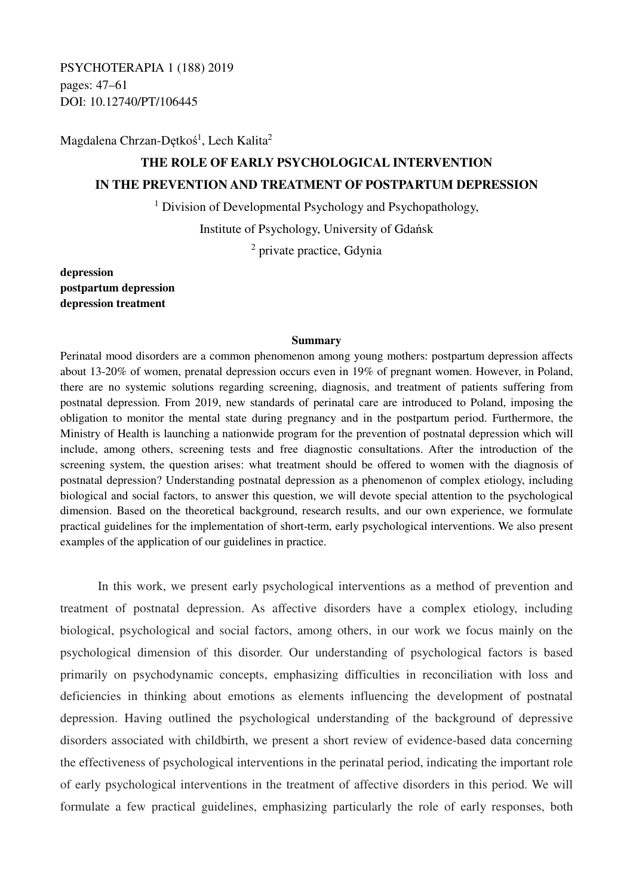PSYCHOTERAPIA 1 (188) 2019
pages: 47–61
DOI: 10.12740/PT/106445

Magdalena Chrzan-Dętkoś[1], Lech Kalita[2]

# THE ROLE OF EARLY PSYCHOLOGICAL INTERVENTION IN THE PREVENTION AND TREATMENT OF POSTPARTUM DEPRESSION

[1] Division of Developmental Psychology and Psychopathology,

Institute of Psychology, University of Gdańsk

[2] private practice, Gdynia

**depression**
**postpartum depression**
**depression treatment**

## Summary

Perinatal mood disorders are a common phenomenon among young mothers: postpartum depression affects about 13-20% of women, prenatal depression occurs even in 19% of pregnant women. However, in Poland, there are no systemic solutions regarding screening, diagnosis, and treatment of patients suffering from postnatal depression. From 2019, new standards of perinatal care are introduced to Poland, imposing the obligation to monitor the mental state during pregnancy and in the postpartum period. Furthermore, the Ministry of Health is launching a nationwide program for the prevention of postnatal depression which will include, among others, screening tests and free diagnostic consultations. After the introduction of the screening system, the question arises: what treatment should be offered to women with the diagnosis of postnatal depression? Understanding postnatal depression as a phenomenon of complex etiology, including biological and social factors, to answer this question, we will devote special attention to the psychological dimension. Based on the theoretical background, research results, and our own experience, we formulate practical guidelines for the implementation of short-term, early psychological interventions. We also present examples of the application of our guidelines in practice.

In this work, we present early psychological interventions as a method of prevention and treatment of postnatal depression. As affective disorders have a complex etiology, including biological, psychological and social factors, among others, in our work we focus mainly on the psychological dimension of this disorder. Our understanding of psychological factors is based primarily on psychodynamic concepts, emphasizing difficulties in reconciliation with loss and deficiencies in thinking about emotions as elements influencing the development of postnatal depression. Having outlined the psychological understanding of the background of depressive disorders associated with childbirth, we present a short review of evidence-based data concerning the effectiveness of psychological interventions in the perinatal period, indicating the important role of early psychological interventions in the treatment of affective disorders in this period. We will formulate a few practical guidelines, emphasizing particularly the role of early responses, both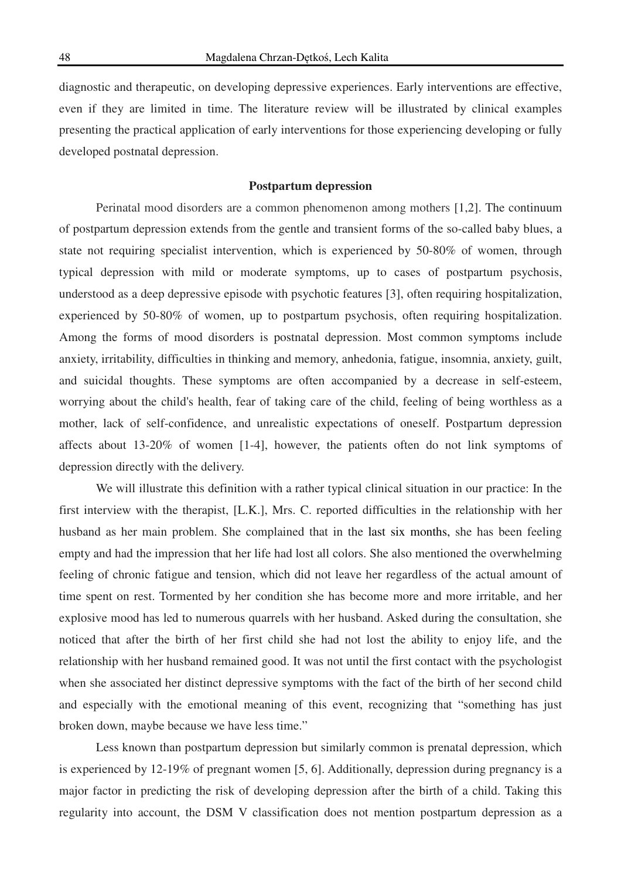diagnostic and therapeutic, on developing depressive experiences. Early interventions are effective, even if they are limited in time. The literature review will be illustrated by clinical examples presenting the practical application of early interventions for those experiencing developing or fully developed postnatal depression.

## Postpartum depression

Perinatal mood disorders are a common phenomenon among mothers [1,2]. The continuum of postpartum depression extends from the gentle and transient forms of the so-called baby blues, a state not requiring specialist intervention, which is experienced by 50-80% of women, through typical depression with mild or moderate symptoms, up to cases of postpartum psychosis, understood as a deep depressive episode with psychotic features [3], often requiring hospitalization, experienced by 50-80% of women, up to postpartum psychosis, often requiring hospitalization. Among the forms of mood disorders is postnatal depression. Most common symptoms include anxiety, irritability, difficulties in thinking and memory, anhedonia, fatigue, insomnia, anxiety, guilt, and suicidal thoughts. These symptoms are often accompanied by a decrease in self-esteem, worrying about the child's health, fear of taking care of the child, feeling of being worthless as a mother, lack of self-confidence, and unrealistic expectations of oneself. Postpartum depression affects about 13-20% of women [1-4], however, the patients often do not link symptoms of depression directly with the delivery.

We will illustrate this definition with a rather typical clinical situation in our practice: In the first interview with the therapist, [L.K.], Mrs. C. reported difficulties in the relationship with her husband as her main problem. She complained that in the last six months, she has been feeling empty and had the impression that her life had lost all colors. She also mentioned the overwhelming feeling of chronic fatigue and tension, which did not leave her regardless of the actual amount of time spent on rest. Tormented by her condition she has become more and more irritable, and her explosive mood has led to numerous quarrels with her husband. Asked during the consultation, she noticed that after the birth of her first child she had not lost the ability to enjoy life, and the relationship with her husband remained good. It was not until the first contact with the psychologist when she associated her distinct depressive symptoms with the fact of the birth of her second child and especially with the emotional meaning of this event, recognizing that "something has just broken down, maybe because we have less time."

Less known than postpartum depression but similarly common is prenatal depression, which is experienced by 12-19% of pregnant women [5, 6]. Additionally, depression during pregnancy is a major factor in predicting the risk of developing depression after the birth of a child. Taking this regularity into account, the DSM V classification does not mention postpartum depression as a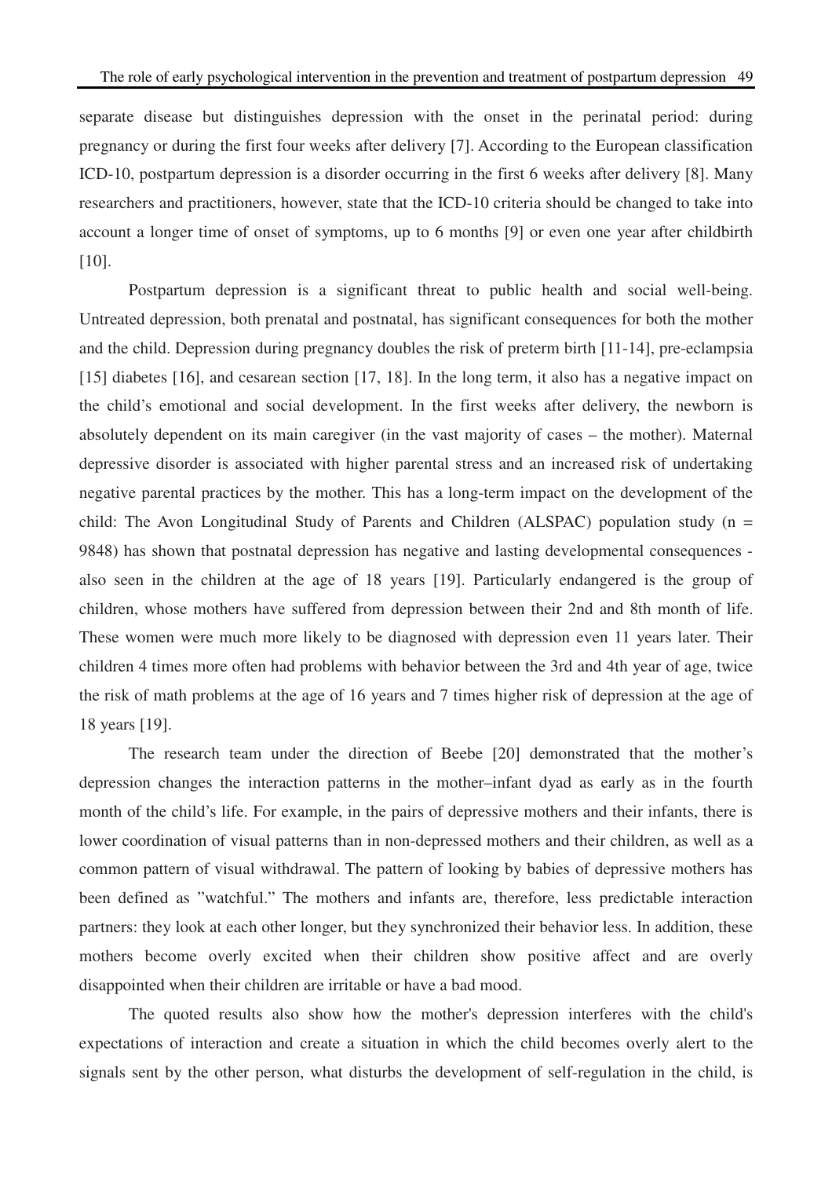separate disease but distinguishes depression with the onset in the perinatal period: during pregnancy or during the first four weeks after delivery [7]. According to the European classification ICD-10, postpartum depression is a disorder occurring in the first 6 weeks after delivery [8]. Many researchers and practitioners, however, state that the ICD-10 criteria should be changed to take into account a longer time of onset of symptoms, up to 6 months [9] or even one year after childbirth [10].

Postpartum depression is a significant threat to public health and social well-being. Untreated depression, both prenatal and postnatal, has significant consequences for both the mother and the child. Depression during pregnancy doubles the risk of preterm birth [11-14], pre-eclampsia [15] diabetes [16], and cesarean section [17, 18]. In the long term, it also has a negative impact on the child's emotional and social development. In the first weeks after delivery, the newborn is absolutely dependent on its main caregiver (in the vast majority of cases – the mother). Maternal depressive disorder is associated with higher parental stress and an increased risk of undertaking negative parental practices by the mother. This has a long-term impact on the development of the child: The Avon Longitudinal Study of Parents and Children (ALSPAC) population study (n = 9848) has shown that postnatal depression has negative and lasting developmental consequences - also seen in the children at the age of 18 years [19]. Particularly endangered is the group of children, whose mothers have suffered from depression between their 2nd and 8th month of life. These women were much more likely to be diagnosed with depression even 11 years later. Their children 4 times more often had problems with behavior between the 3rd and 4th year of age, twice the risk of math problems at the age of 16 years and 7 times higher risk of depression at the age of 18 years [19].

The research team under the direction of Beebe [20] demonstrated that the mother's depression changes the interaction patterns in the mother–infant dyad as early as in the fourth month of the child's life. For example, in the pairs of depressive mothers and their infants, there is lower coordination of visual patterns than in non-depressed mothers and their children, as well as a common pattern of visual withdrawal. The pattern of looking by babies of depressive mothers has been defined as "watchful." The mothers and infants are, therefore, less predictable interaction partners: they look at each other longer, but they synchronized their behavior less. In addition, these mothers become overly excited when their children show positive affect and are overly disappointed when their children are irritable or have a bad mood.

The quoted results also show how the mother's depression interferes with the child's expectations of interaction and create a situation in which the child becomes overly alert to the signals sent by the other person, what disturbs the development of self-regulation in the child, is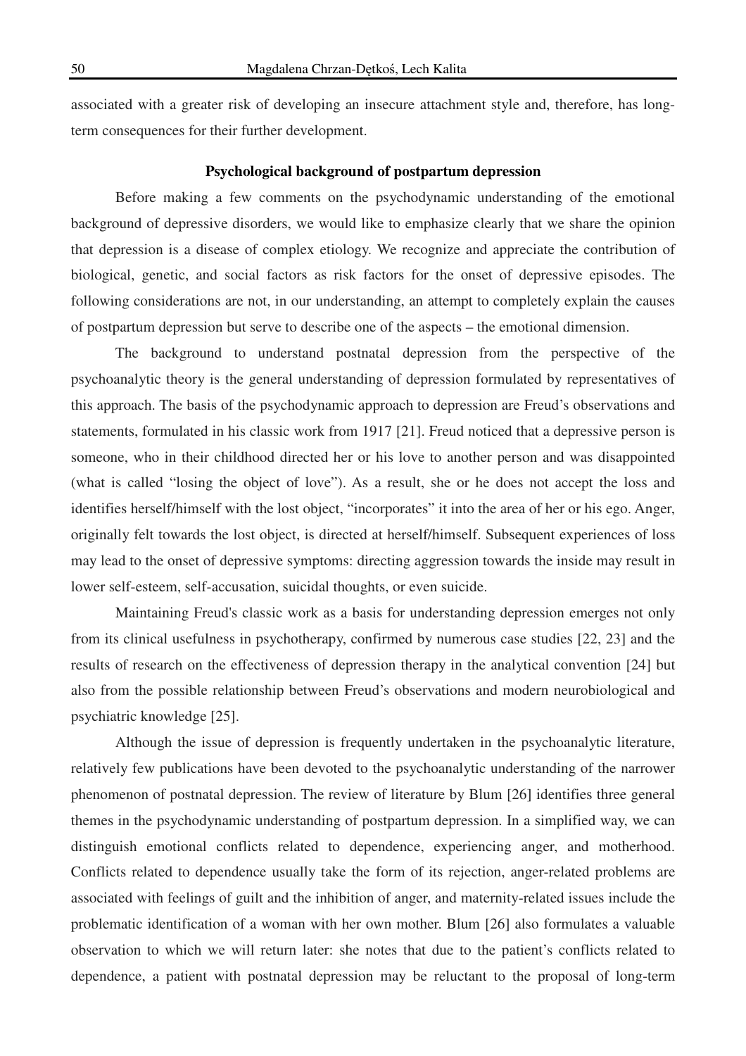associated with a greater risk of developing an insecure attachment style and, therefore, has long-term consequences for their further development.

## Psychological background of postpartum depression

Before making a few comments on the psychodynamic understanding of the emotional background of depressive disorders, we would like to emphasize clearly that we share the opinion that depression is a disease of complex etiology. We recognize and appreciate the contribution of biological, genetic, and social factors as risk factors for the onset of depressive episodes. The following considerations are not, in our understanding, an attempt to completely explain the causes of postpartum depression but serve to describe one of the aspects – the emotional dimension.

The background to understand postnatal depression from the perspective of the psychoanalytic theory is the general understanding of depression formulated by representatives of this approach. The basis of the psychodynamic approach to depression are Freud's observations and statements, formulated in his classic work from 1917 [21]. Freud noticed that a depressive person is someone, who in their childhood directed her or his love to another person and was disappointed (what is called "losing the object of love"). As a result, she or he does not accept the loss and identifies herself/himself with the lost object, "incorporates" it into the area of her or his ego. Anger, originally felt towards the lost object, is directed at herself/himself. Subsequent experiences of loss may lead to the onset of depressive symptoms: directing aggression towards the inside may result in lower self-esteem, self-accusation, suicidal thoughts, or even suicide.

Maintaining Freud's classic work as a basis for understanding depression emerges not only from its clinical usefulness in psychotherapy, confirmed by numerous case studies [22, 23] and the results of research on the effectiveness of depression therapy in the analytical convention [24] but also from the possible relationship between Freud's observations and modern neurobiological and psychiatric knowledge [25].

Although the issue of depression is frequently undertaken in the psychoanalytic literature, relatively few publications have been devoted to the psychoanalytic understanding of the narrower phenomenon of postnatal depression. The review of literature by Blum [26] identifies three general themes in the psychodynamic understanding of postpartum depression. In a simplified way, we can distinguish emotional conflicts related to dependence, experiencing anger, and motherhood. Conflicts related to dependence usually take the form of its rejection, anger-related problems are associated with feelings of guilt and the inhibition of anger, and maternity-related issues include the problematic identification of a woman with her own mother. Blum [26] also formulates a valuable observation to which we will return later: she notes that due to the patient's conflicts related to dependence, a patient with postnatal depression may be reluctant to the proposal of long-term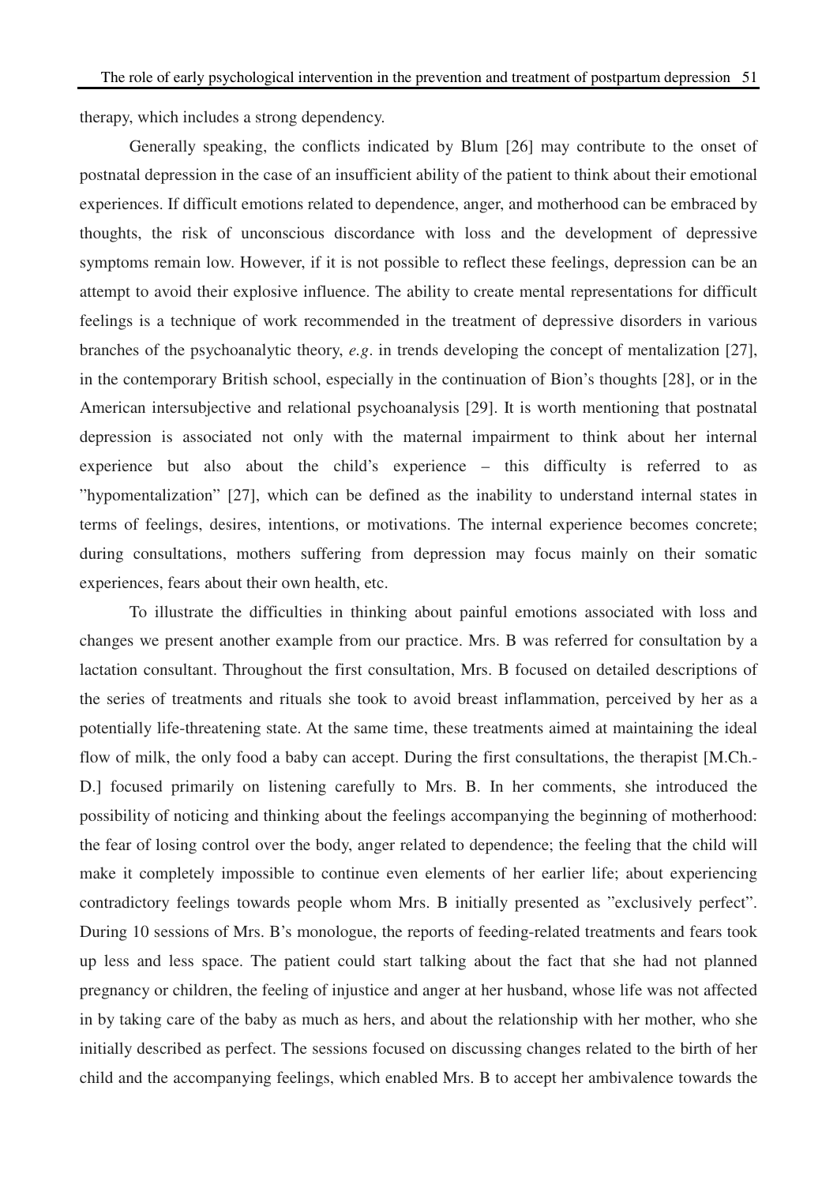therapy, which includes a strong dependency.

Generally speaking, the conflicts indicated by Blum [26] may contribute to the onset of postnatal depression in the case of an insufficient ability of the patient to think about their emotional experiences. If difficult emotions related to dependence, anger, and motherhood can be embraced by thoughts, the risk of unconscious discordance with loss and the development of depressive symptoms remain low. However, if it is not possible to reflect these feelings, depression can be an attempt to avoid their explosive influence. The ability to create mental representations for difficult feelings is a technique of work recommended in the treatment of depressive disorders in various branches of the psychoanalytic theory, *e.g*. in trends developing the concept of mentalization [27], in the contemporary British school, especially in the continuation of Bion's thoughts [28], or in the American intersubjective and relational psychoanalysis [29]. It is worth mentioning that postnatal depression is associated not only with the maternal impairment to think about her internal experience but also about the child's experience – this difficulty is referred to as "hypomentalization" [27], which can be defined as the inability to understand internal states in terms of feelings, desires, intentions, or motivations. The internal experience becomes concrete; during consultations, mothers suffering from depression may focus mainly on their somatic experiences, fears about their own health, etc.

To illustrate the difficulties in thinking about painful emotions associated with loss and changes we present another example from our practice. Mrs. B was referred for consultation by a lactation consultant. Throughout the first consultation, Mrs. B focused on detailed descriptions of the series of treatments and rituals she took to avoid breast inflammation, perceived by her as a potentially life-threatening state. At the same time, these treatments aimed at maintaining the ideal flow of milk, the only food a baby can accept. During the first consultations, the therapist [M.Ch.-D.] focused primarily on listening carefully to Mrs. B. In her comments, she introduced the possibility of noticing and thinking about the feelings accompanying the beginning of motherhood: the fear of losing control over the body, anger related to dependence; the feeling that the child will make it completely impossible to continue even elements of her earlier life; about experiencing contradictory feelings towards people whom Mrs. B initially presented as "exclusively perfect". During 10 sessions of Mrs. B's monologue, the reports of feeding-related treatments and fears took up less and less space. The patient could start talking about the fact that she had not planned pregnancy or children, the feeling of injustice and anger at her husband, whose life was not affected in by taking care of the baby as much as hers, and about the relationship with her mother, who she initially described as perfect. The sessions focused on discussing changes related to the birth of her child and the accompanying feelings, which enabled Mrs. B to accept her ambivalence towards the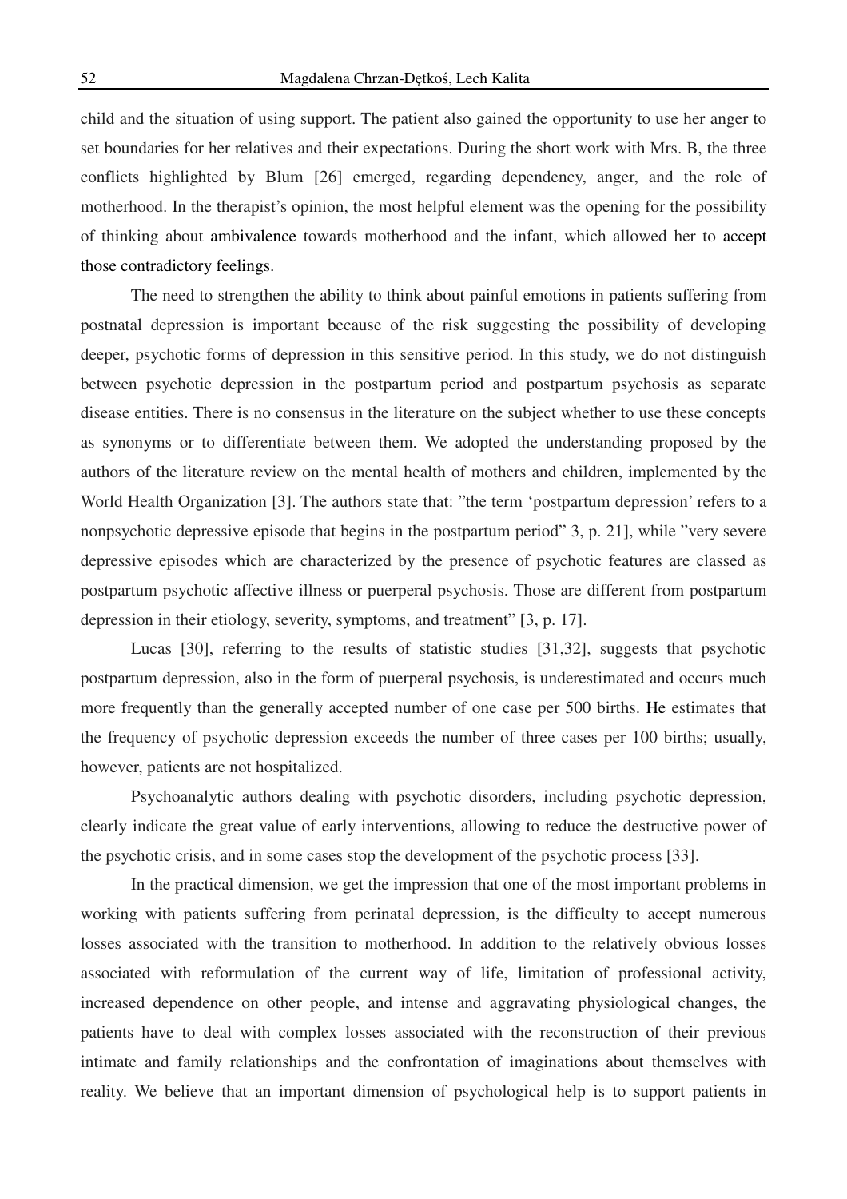child and the situation of using support. The patient also gained the opportunity to use her anger to set boundaries for her relatives and their expectations. During the short work with Mrs. B, the three conflicts highlighted by Blum [26] emerged, regarding dependency, anger, and the role of motherhood. In the therapist's opinion, the most helpful element was the opening for the possibility of thinking about ambivalence towards motherhood and the infant, which allowed her to accept those contradictory feelings.

The need to strengthen the ability to think about painful emotions in patients suffering from postnatal depression is important because of the risk suggesting the possibility of developing deeper, psychotic forms of depression in this sensitive period. In this study, we do not distinguish between psychotic depression in the postpartum period and postpartum psychosis as separate disease entities. There is no consensus in the literature on the subject whether to use these concepts as synonyms or to differentiate between them. We adopted the understanding proposed by the authors of the literature review on the mental health of mothers and children, implemented by the World Health Organization [3]. The authors state that: "the term 'postpartum depression' refers to a nonpsychotic depressive episode that begins in the postpartum period" 3, p. 21], while "very severe depressive episodes which are characterized by the presence of psychotic features are classed as postpartum psychotic affective illness or puerperal psychosis. Those are different from postpartum depression in their etiology, severity, symptoms, and treatment" [3, p. 17].

Lucas [30], referring to the results of statistic studies [31,32], suggests that psychotic postpartum depression, also in the form of puerperal psychosis, is underestimated and occurs much more frequently than the generally accepted number of one case per 500 births. He estimates that the frequency of psychotic depression exceeds the number of three cases per 100 births; usually, however, patients are not hospitalized.

Psychoanalytic authors dealing with psychotic disorders, including psychotic depression, clearly indicate the great value of early interventions, allowing to reduce the destructive power of the psychotic crisis, and in some cases stop the development of the psychotic process [33].

In the practical dimension, we get the impression that one of the most important problems in working with patients suffering from perinatal depression, is the difficulty to accept numerous losses associated with the transition to motherhood. In addition to the relatively obvious losses associated with reformulation of the current way of life, limitation of professional activity, increased dependence on other people, and intense and aggravating physiological changes, the patients have to deal with complex losses associated with the reconstruction of their previous intimate and family relationships and the confrontation of imaginations about themselves with reality. We believe that an important dimension of psychological help is to support patients in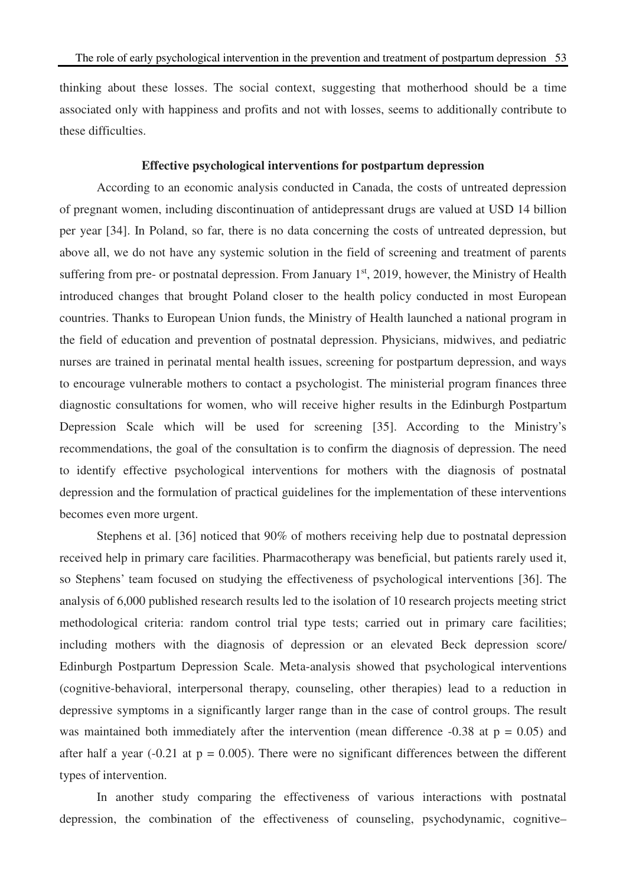thinking about these losses. The social context, suggesting that motherhood should be a time associated only with happiness and profits and not with losses, seems to additionally contribute to these difficulties.

## Effective psychological interventions for postpartum depression

According to an economic analysis conducted in Canada, the costs of untreated depression of pregnant women, including discontinuation of antidepressant drugs are valued at USD 14 billion per year [34]. In Poland, so far, there is no data concerning the costs of untreated depression, but above all, we do not have any systemic solution in the field of screening and treatment of parents suffering from pre- or postnatal depression. From January 1st, 2019, however, the Ministry of Health introduced changes that brought Poland closer to the health policy conducted in most European countries. Thanks to European Union funds, the Ministry of Health launched a national program in the field of education and prevention of postnatal depression. Physicians, midwives, and pediatric nurses are trained in perinatal mental health issues, screening for postpartum depression, and ways to encourage vulnerable mothers to contact a psychologist. The ministerial program finances three diagnostic consultations for women, who will receive higher results in the Edinburgh Postpartum Depression Scale which will be used for screening [35]. According to the Ministry's recommendations, the goal of the consultation is to confirm the diagnosis of depression. The need to identify effective psychological interventions for mothers with the diagnosis of postnatal depression and the formulation of practical guidelines for the implementation of these interventions becomes even more urgent.

Stephens et al. [36] noticed that 90% of mothers receiving help due to postnatal depression received help in primary care facilities. Pharmacotherapy was beneficial, but patients rarely used it, so Stephens' team focused on studying the effectiveness of psychological interventions [36]. The analysis of 6,000 published research results led to the isolation of 10 research projects meeting strict methodological criteria: random control trial type tests; carried out in primary care facilities; including mothers with the diagnosis of depression or an elevated Beck depression score/ Edinburgh Postpartum Depression Scale. Meta-analysis showed that psychological interventions (cognitive-behavioral, interpersonal therapy, counseling, other therapies) lead to a reduction in depressive symptoms in a significantly larger range than in the case of control groups. The result was maintained both immediately after the intervention (mean difference -0.38 at $p = 0.05$) and after half a year (-0.21 at $p = 0.005$). There were no significant differences between the different types of intervention.

In another study comparing the effectiveness of various interactions with postnatal depression, the combination of the effectiveness of counseling, psychodynamic, cognitive–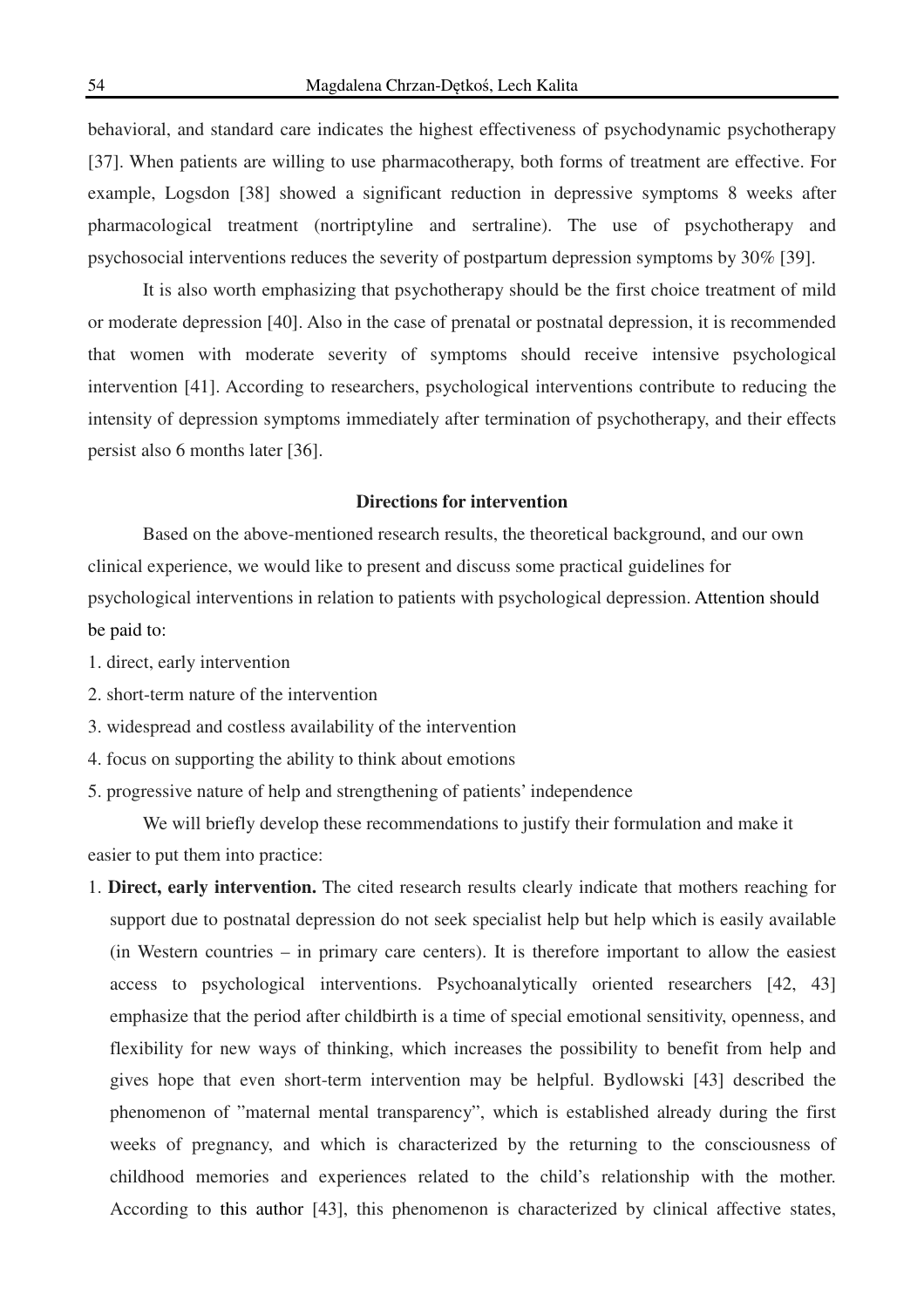behavioral, and standard care indicates the highest effectiveness of psychodynamic psychotherapy [37]. When patients are willing to use pharmacotherapy, both forms of treatment are effective. For example, Logsdon [38] showed a significant reduction in depressive symptoms 8 weeks after pharmacological treatment (nortriptyline and sertraline). The use of psychotherapy and psychosocial interventions reduces the severity of postpartum depression symptoms by 30% [39].

It is also worth emphasizing that psychotherapy should be the first choice treatment of mild or moderate depression [40]. Also in the case of prenatal or postnatal depression, it is recommended that women with moderate severity of symptoms should receive intensive psychological intervention [41]. According to researchers, psychological interventions contribute to reducing the intensity of depression symptoms immediately after termination of psychotherapy, and their effects persist also 6 months later [36].

## Directions for intervention

Based on the above-mentioned research results, the theoretical background, and our own clinical experience, we would like to present and discuss some practical guidelines for psychological interventions in relation to patients with psychological depression. Attention should be paid to:

1. direct, early intervention
2. short-term nature of the intervention
3. widespread and costless availability of the intervention
4. focus on supporting the ability to think about emotions
5. progressive nature of help and strengthening of patients' independence

We will briefly develop these recommendations to justify their formulation and make it easier to put them into practice:

1. **Direct, early intervention.** The cited research results clearly indicate that mothers reaching for support due to postnatal depression do not seek specialist help but help which is easily available (in Western countries – in primary care centers). It is therefore important to allow the easiest access to psychological interventions. Psychoanalytically oriented researchers [42, 43] emphasize that the period after childbirth is a time of special emotional sensitivity, openness, and flexibility for new ways of thinking, which increases the possibility to benefit from help and gives hope that even short-term intervention may be helpful. Bydlowski [43] described the phenomenon of "maternal mental transparency", which is established already during the first weeks of pregnancy, and which is characterized by the returning to the consciousness of childhood memories and experiences related to the child's relationship with the mother. According to this author [43], this phenomenon is characterized by clinical affective states,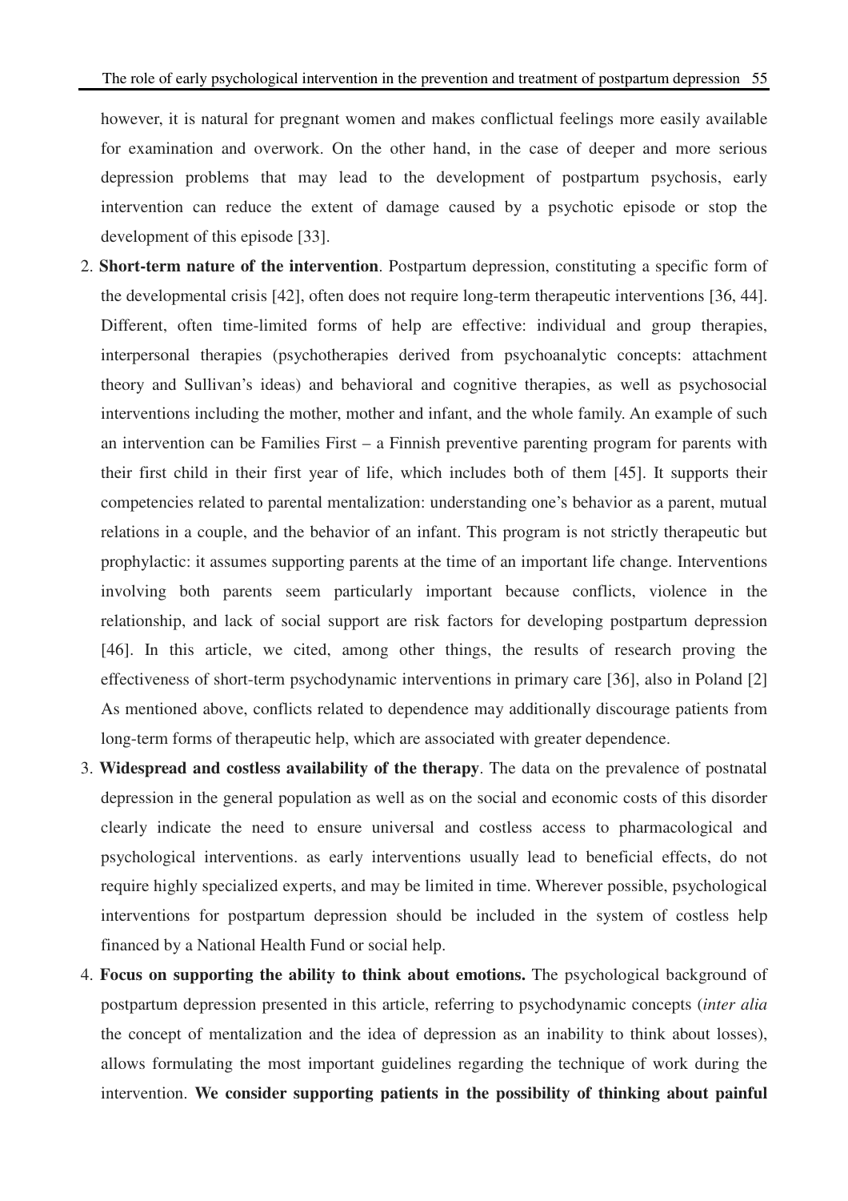however, it is natural for pregnant women and makes conflictual feelings more easily available for examination and overwork. On the other hand, in the case of deeper and more serious depression problems that may lead to the development of postpartum psychosis, early intervention can reduce the extent of damage caused by a psychotic episode or stop the development of this episode [33].

2. **Short-term nature of the intervention**. Postpartum depression, constituting a specific form of the developmental crisis [42], often does not require long-term therapeutic interventions [36, 44]. Different, often time-limited forms of help are effective: individual and group therapies, interpersonal therapies (psychotherapies derived from psychoanalytic concepts: attachment theory and Sullivan's ideas) and behavioral and cognitive therapies, as well as psychosocial interventions including the mother, mother and infant, and the whole family. An example of such an intervention can be Families First – a Finnish preventive parenting program for parents with their first child in their first year of life, which includes both of them [45]. It supports their competencies related to parental mentalization: understanding one's behavior as a parent, mutual relations in a couple, and the behavior of an infant. This program is not strictly therapeutic but prophylactic: it assumes supporting parents at the time of an important life change. Interventions involving both parents seem particularly important because conflicts, violence in the relationship, and lack of social support are risk factors for developing postpartum depression [46]. In this article, we cited, among other things, the results of research proving the effectiveness of short-term psychodynamic interventions in primary care [36], also in Poland [2] As mentioned above, conflicts related to dependence may additionally discourage patients from long-term forms of therapeutic help, which are associated with greater dependence.
3. **Widespread and costless availability of the therapy**. The data on the prevalence of postnatal depression in the general population as well as on the social and economic costs of this disorder clearly indicate the need to ensure universal and costless access to pharmacological and psychological interventions. as early interventions usually lead to beneficial effects, do not require highly specialized experts, and may be limited in time. Wherever possible, psychological interventions for postpartum depression should be included in the system of costless help financed by a National Health Fund or social help.
4. **Focus on supporting the ability to think about emotions.** The psychological background of postpartum depression presented in this article, referring to psychodynamic concepts (*inter alia* the concept of mentalization and the idea of depression as an inability to think about losses), allows formulating the most important guidelines regarding the technique of work during the intervention. **We consider supporting patients in the possibility of thinking about painful**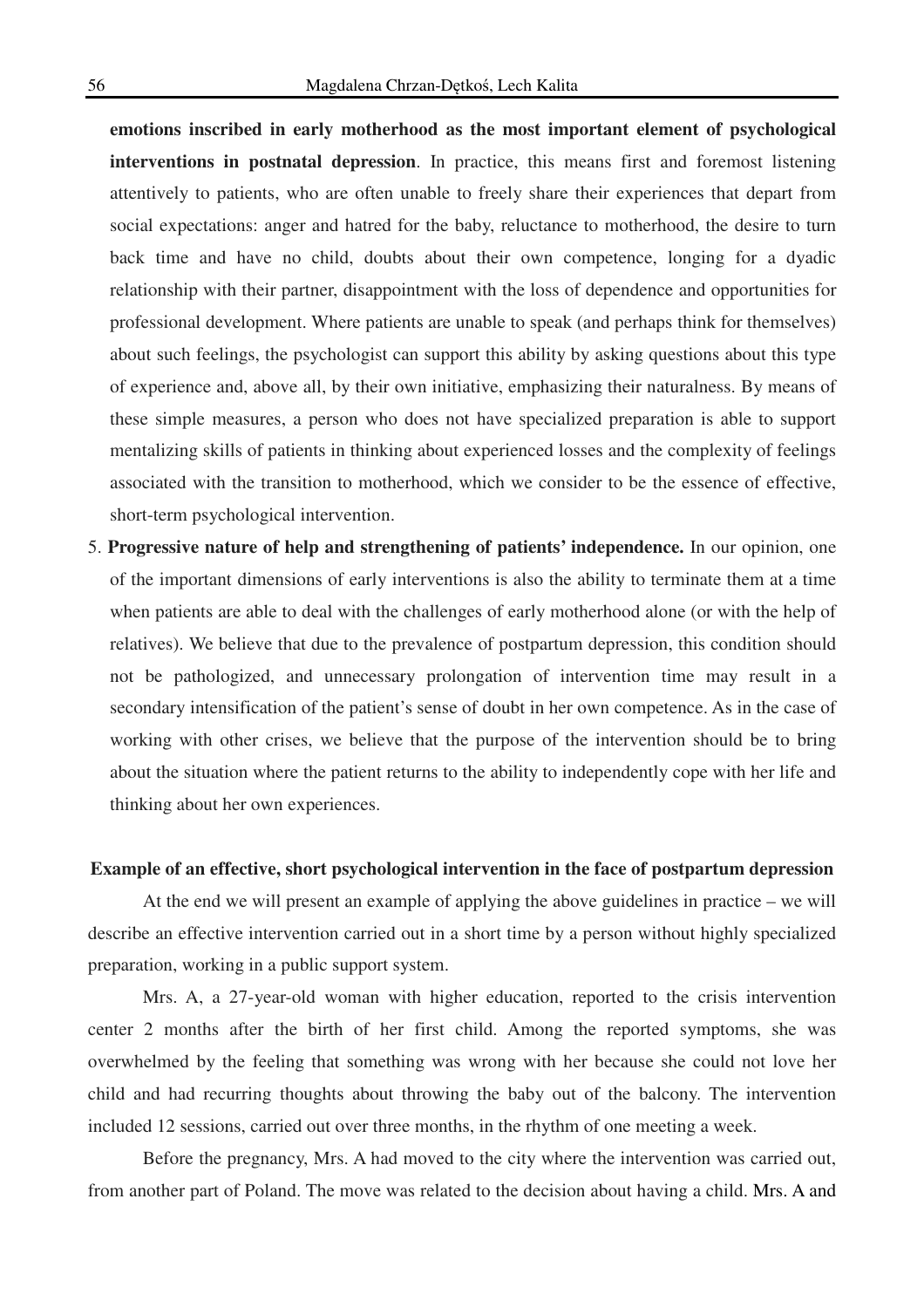**emotions inscribed in early motherhood as the most important element of psychological interventions in postnatal depression**. In practice, this means first and foremost listening attentively to patients, who are often unable to freely share their experiences that depart from social expectations: anger and hatred for the baby, reluctance to motherhood, the desire to turn back time and have no child, doubts about their own competence, longing for a dyadic relationship with their partner, disappointment with the loss of dependence and opportunities for professional development. Where patients are unable to speak (and perhaps think for themselves) about such feelings, the psychologist can support this ability by asking questions about this type of experience and, above all, by their own initiative, emphasizing their naturalness. By means of these simple measures, a person who does not have specialized preparation is able to support mentalizing skills of patients in thinking about experienced losses and the complexity of feelings associated with the transition to motherhood, which we consider to be the essence of effective, short-term psychological intervention.

5. **Progressive nature of help and strengthening of patients' independence.** In our opinion, one of the important dimensions of early interventions is also the ability to terminate them at a time when patients are able to deal with the challenges of early motherhood alone (or with the help of relatives). We believe that due to the prevalence of postpartum depression, this condition should not be pathologized, and unnecessary prolongation of intervention time may result in a secondary intensification of the patient's sense of doubt in her own competence. As in the case of working with other crises, we believe that the purpose of the intervention should be to bring about the situation where the patient returns to the ability to independently cope with her life and thinking about her own experiences.

### Example of an effective, short psychological intervention in the face of postpartum depression

At the end we will present an example of applying the above guidelines in practice – we will describe an effective intervention carried out in a short time by a person without highly specialized preparation, working in a public support system.

Mrs. A, a 27-year-old woman with higher education, reported to the crisis intervention center 2 months after the birth of her first child. Among the reported symptoms, she was overwhelmed by the feeling that something was wrong with her because she could not love her child and had recurring thoughts about throwing the baby out of the balcony. The intervention included 12 sessions, carried out over three months, in the rhythm of one meeting a week.

Before the pregnancy, Mrs. A had moved to the city where the intervention was carried out, from another part of Poland. The move was related to the decision about having a child. Mrs. A and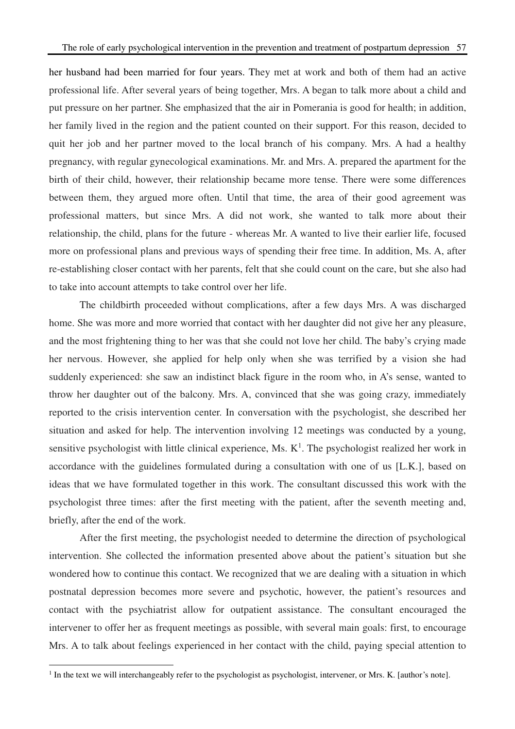her husband had been married for four years. They met at work and both of them had an active professional life. After several years of being together, Mrs. A began to talk more about a child and put pressure on her partner. She emphasized that the air in Pomerania is good for health; in addition, her family lived in the region and the patient counted on their support. For this reason, decided to quit her job and her partner moved to the local branch of his company. Mrs. A had a healthy pregnancy, with regular gynecological examinations. Mr. and Mrs. A. prepared the apartment for the birth of their child, however, their relationship became more tense. There were some differences between them, they argued more often. Until that time, the area of their good agreement was professional matters, but since Mrs. A did not work, she wanted to talk more about their relationship, the child, plans for the future - whereas Mr. A wanted to live their earlier life, focused more on professional plans and previous ways of spending their free time. In addition, Ms. A, after re-establishing closer contact with her parents, felt that she could count on the care, but she also had to take into account attempts to take control over her life.

The childbirth proceeded without complications, after a few days Mrs. A was discharged home. She was more and more worried that contact with her daughter did not give her any pleasure, and the most frightening thing to her was that she could not love her child. The baby's crying made her nervous. However, she applied for help only when she was terrified by a vision she had suddenly experienced: she saw an indistinct black figure in the room who, in A's sense, wanted to throw her daughter out of the balcony. Mrs. A, convinced that she was going crazy, immediately reported to the crisis intervention center. In conversation with the psychologist, she described her situation and asked for help. The intervention involving 12 meetings was conducted by a young, sensitive psychologist with little clinical experience, Ms. K[1]. The psychologist realized her work in accordance with the guidelines formulated during a consultation with one of us [L.K.], based on ideas that we have formulated together in this work. The consultant discussed this work with the psychologist three times: after the first meeting with the patient, after the seventh meeting and, briefly, after the end of the work.

After the first meeting, the psychologist needed to determine the direction of psychological intervention. She collected the information presented above about the patient's situation but she wondered how to continue this contact. We recognized that we are dealing with a situation in which postnatal depression becomes more severe and psychotic, however, the patient's resources and contact with the psychiatrist allow for outpatient assistance. The consultant encouraged the intervener to offer her as frequent meetings as possible, with several main goals: first, to encourage Mrs. A to talk about feelings experienced in her contact with the child, paying special attention to

[1] In the text we will interchangeably refer to the psychologist as psychologist, intervener, or Mrs. K. [author's note].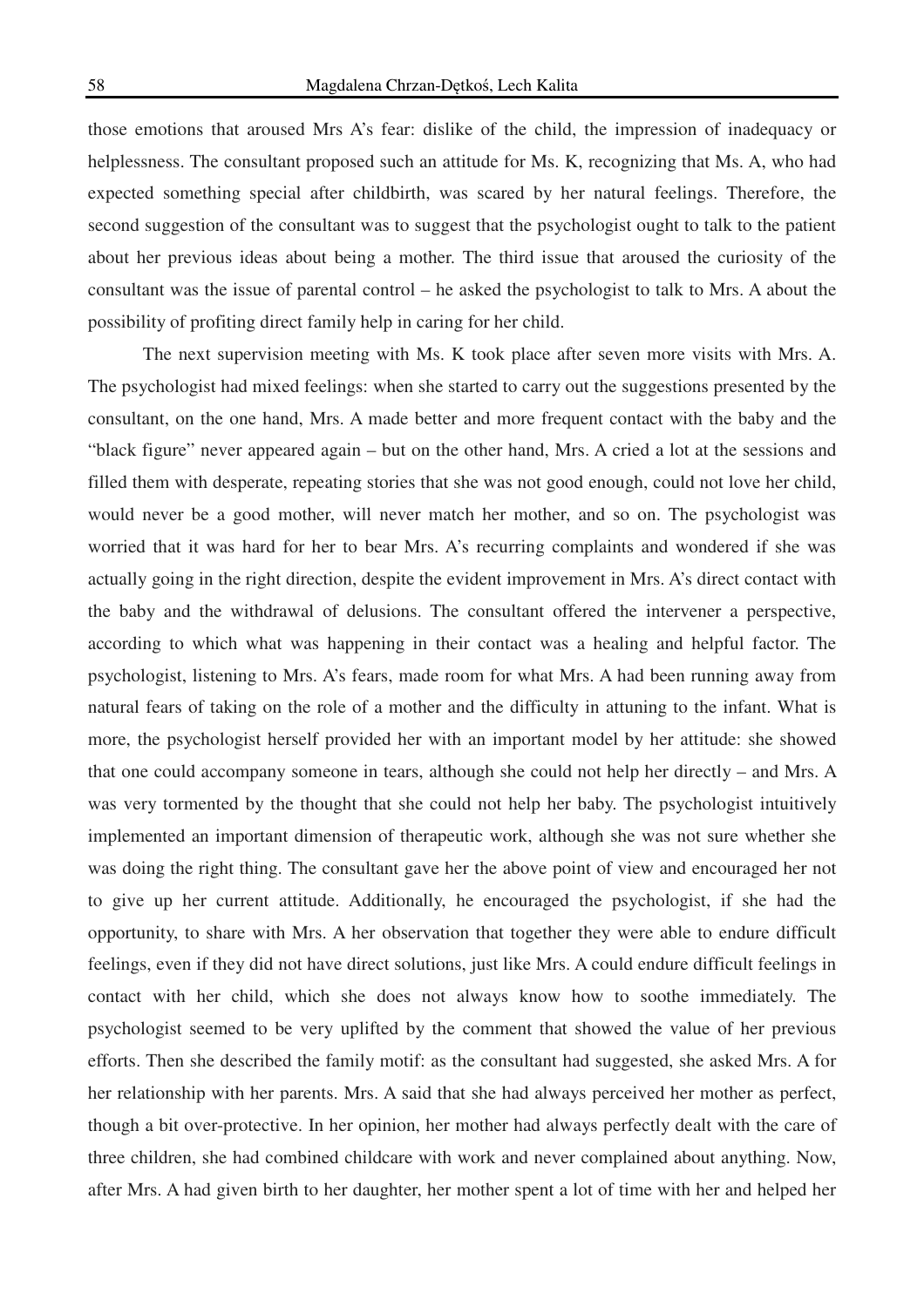those emotions that aroused Mrs A's fear: dislike of the child, the impression of inadequacy or helplessness. The consultant proposed such an attitude for Ms. K, recognizing that Ms. A, who had expected something special after childbirth, was scared by her natural feelings. Therefore, the second suggestion of the consultant was to suggest that the psychologist ought to talk to the patient about her previous ideas about being a mother. The third issue that aroused the curiosity of the consultant was the issue of parental control – he asked the psychologist to talk to Mrs. A about the possibility of profiting direct family help in caring for her child.

The next supervision meeting with Ms. K took place after seven more visits with Mrs. A. The psychologist had mixed feelings: when she started to carry out the suggestions presented by the consultant, on the one hand, Mrs. A made better and more frequent contact with the baby and the "black figure" never appeared again – but on the other hand, Mrs. A cried a lot at the sessions and filled them with desperate, repeating stories that she was not good enough, could not love her child, would never be a good mother, will never match her mother, and so on. The psychologist was worried that it was hard for her to bear Mrs. A's recurring complaints and wondered if she was actually going in the right direction, despite the evident improvement in Mrs. A's direct contact with the baby and the withdrawal of delusions. The consultant offered the intervener a perspective, according to which what was happening in their contact was a healing and helpful factor. The psychologist, listening to Mrs. A's fears, made room for what Mrs. A had been running away from natural fears of taking on the role of a mother and the difficulty in attuning to the infant. What is more, the psychologist herself provided her with an important model by her attitude: she showed that one could accompany someone in tears, although she could not help her directly – and Mrs. A was very tormented by the thought that she could not help her baby. The psychologist intuitively implemented an important dimension of therapeutic work, although she was not sure whether she was doing the right thing. The consultant gave her the above point of view and encouraged her not to give up her current attitude. Additionally, he encouraged the psychologist, if she had the opportunity, to share with Mrs. A her observation that together they were able to endure difficult feelings, even if they did not have direct solutions, just like Mrs. A could endure difficult feelings in contact with her child, which she does not always know how to soothe immediately. The psychologist seemed to be very uplifted by the comment that showed the value of her previous efforts. Then she described the family motif: as the consultant had suggested, she asked Mrs. A for her relationship with her parents. Mrs. A said that she had always perceived her mother as perfect, though a bit over-protective. In her opinion, her mother had always perfectly dealt with the care of three children, she had combined childcare with work and never complained about anything. Now, after Mrs. A had given birth to her daughter, her mother spent a lot of time with her and helped her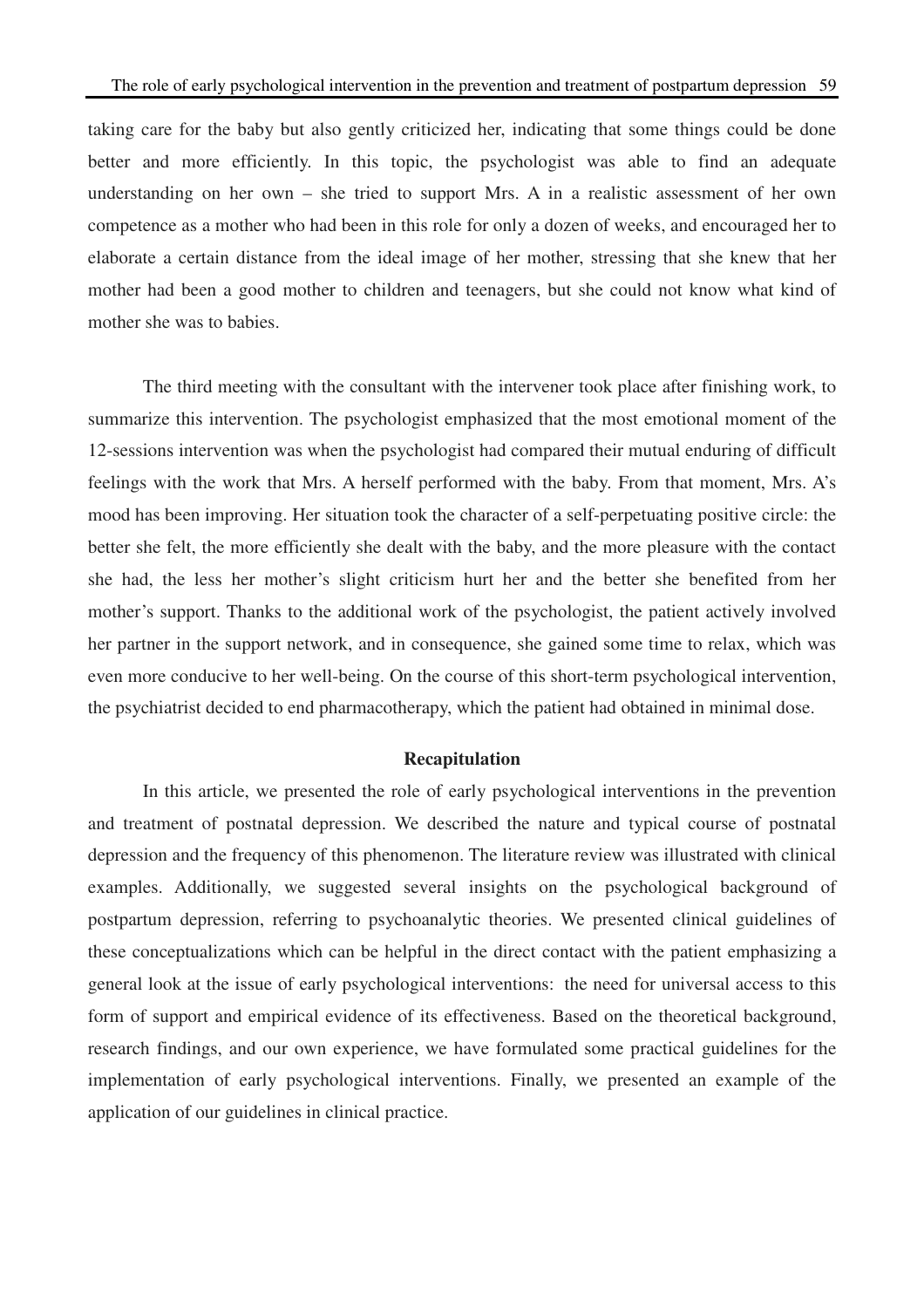taking care for the baby but also gently criticized her, indicating that some things could be done better and more efficiently. In this topic, the psychologist was able to find an adequate understanding on her own – she tried to support Mrs. A in a realistic assessment of her own competence as a mother who had been in this role for only a dozen of weeks, and encouraged her to elaborate a certain distance from the ideal image of her mother, stressing that she knew that her mother had been a good mother to children and teenagers, but she could not know what kind of mother she was to babies.

The third meeting with the consultant with the intervener took place after finishing work, to summarize this intervention. The psychologist emphasized that the most emotional moment of the 12-sessions intervention was when the psychologist had compared their mutual enduring of difficult feelings with the work that Mrs. A herself performed with the baby. From that moment, Mrs. A's mood has been improving. Her situation took the character of a self-perpetuating positive circle: the better she felt, the more efficiently she dealt with the baby, and the more pleasure with the contact she had, the less her mother's slight criticism hurt her and the better she benefited from her mother's support. Thanks to the additional work of the psychologist, the patient actively involved her partner in the support network, and in consequence, she gained some time to relax, which was even more conducive to her well-being. On the course of this short-term psychological intervention, the psychiatrist decided to end pharmacotherapy, which the patient had obtained in minimal dose.

## Recapitulation

In this article, we presented the role of early psychological interventions in the prevention and treatment of postnatal depression. We described the nature and typical course of postnatal depression and the frequency of this phenomenon. The literature review was illustrated with clinical examples. Additionally, we suggested several insights on the psychological background of postpartum depression, referring to psychoanalytic theories. We presented clinical guidelines of these conceptualizations which can be helpful in the direct contact with the patient emphasizing a general look at the issue of early psychological interventions: the need for universal access to this form of support and empirical evidence of its effectiveness. Based on the theoretical background, research findings, and our own experience, we have formulated some practical guidelines for the implementation of early psychological interventions. Finally, we presented an example of the application of our guidelines in clinical practice.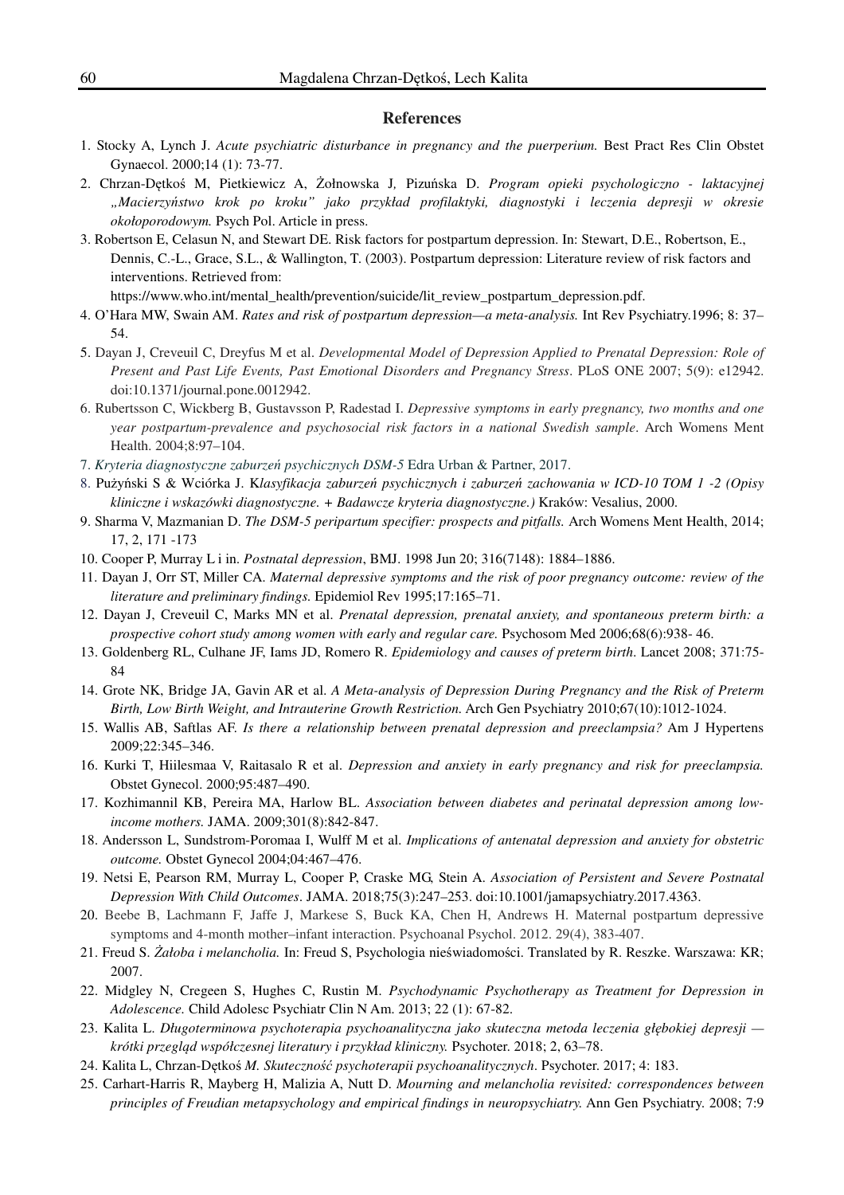## References

1. Stocky A, Lynch J. *Acute psychiatric disturbance in pregnancy and the puerperium.* Best Pract Res Clin Obstet Gynaecol. 2000;14 (1): 73-77.
2. Chrzan-Dętkoś M, Pietkiewicz A, Żołnowska J, Pizuńska D. *Program opieki psychologiczno - laktacyjnej „Macierzyństwo krok po kroku" jako przykład profilaktyki, diagnostyki i leczenia depresji w okresie okołoporodowym.* Psych Pol. Article in press.
3. Robertson E, Celasun N, and Stewart DE. Risk factors for postpartum depression. In: Stewart, D.E., Robertson, E., Dennis, C.-L., Grace, S.L., & Wallington, T. (2003). Postpartum depression: Literature review of risk factors and interventions. Retrieved from: https://www.who.int/mental_health/prevention/suicide/lit_review_postpartum_depression.pdf.
4. O'Hara MW, Swain AM. *Rates and risk of postpartum depression—a meta-analysis.* Int Rev Psychiatry.1996; 8: 37–54.
5. Dayan J, Creveuil C, Dreyfus M et al. *Developmental Model of Depression Applied to Prenatal Depression: Role of Present and Past Life Events, Past Emotional Disorders and Pregnancy Stress*. PLoS ONE 2007; 5(9): e12942. doi:10.1371/journal.pone.0012942.
6. Rubertsson C, Wickberg B, Gustavsson P, Radestad I. *Depressive symptoms in early pregnancy, two months and one year postpartum-prevalence and psychosocial risk factors in a national Swedish sample*. Arch Womens Ment Health. 2004;8:97–104.
7. *Kryteria diagnostyczne zaburzeń psychicznych DSM-5* Edra Urban & Partner, 2017.
8. Pużyński S & Wciórka J. K*lasyfikacja zaburzeń psychicznych i zaburzeń zachowania w ICD-10 TOM 1 -2 (Opisy kliniczne i wskazówki diagnostyczne. + Badawcze kryteria diagnostyczne.)* Kraków: Vesalius, 2000.
9. Sharma V, Mazmanian D. *The DSM-5 peripartum specifier: prospects and pitfalls.* Arch Womens Ment Health, 2014; 17, 2, 171 -173
10. Cooper P, Murray L i in. *Postnatal depression*, BMJ. 1998 Jun 20; 316(7148): 1884–1886.
11. Dayan J, Orr ST, Miller CA. *Maternal depressive symptoms and the risk of poor pregnancy outcome: review of the literature and preliminary findings.* Epidemiol Rev 1995;17:165–71.
12. Dayan J, Creveuil C, Marks MN et al. *Prenatal depression, prenatal anxiety, and spontaneous preterm birth: a prospective cohort study among women with early and regular care.* Psychosom Med 2006;68(6):938- 46.
13. Goldenberg RL, Culhane JF, Iams JD, Romero R. *Epidemiology and causes of preterm birth*. Lancet 2008; 371:75-84
14. Grote NK, Bridge JA, Gavin AR et al. *A Meta-analysis of Depression During Pregnancy and the Risk of Preterm Birth, Low Birth Weight, and Intrauterine Growth Restriction.* Arch Gen Psychiatry 2010;67(10):1012-1024.
15. Wallis AB, Saftlas AF. *Is there a relationship between prenatal depression and preeclampsia?* Am J Hypertens 2009;22:345–346.
16. Kurki T, Hiilesmaa V, Raitasalo R et al. *Depression and anxiety in early pregnancy and risk for preeclampsia.* Obstet Gynecol. 2000;95:487–490.
17. Kozhimannil KB, Pereira MA, Harlow BL. *Association between diabetes and perinatal depression among low-income mothers.* JAMA. 2009;301(8):842-847.
18. Andersson L, Sundstrom-Poromaa I, Wulff M et al. *Implications of antenatal depression and anxiety for obstetric outcome.* Obstet Gynecol 2004;04:467–476.
19. Netsi E, Pearson RM, Murray L, Cooper P, Craske MG, Stein A. *Association of Persistent and Severe Postnatal Depression With Child Outcomes*. JAMA. 2018;75(3):247–253. doi:10.1001/jamapsychiatry.2017.4363.
20. Beebe B, Lachmann F, Jaffe J, Markese S, Buck KA, Chen H, Andrews H. Maternal postpartum depressive symptoms and 4-month mother–infant interaction. Psychoanal Psychol. 2012. 29(4), 383-407.
21. Freud S. *Żałoba i melancholia.* In: Freud S, Psychologia nieświadomości. Translated by R. Reszke. Warszawa: KR; 2007.
22. Midgley N, Cregeen S, Hughes C, Rustin M. *Psychodynamic Psychotherapy as Treatment for Depression in Adolescence.* Child Adolesc Psychiatr Clin N Am. 2013; 22 (1): 67-82.
23. Kalita L. *Długoterminowa psychoterapia psychoanalityczna jako skuteczna metoda leczenia głębokiej depresji — krótki przegląd współczesnej literatury i przykład kliniczny.* Psychoter. 2018; 2, 63–78.
24. Kalita L, Chrzan-Dętkoś *M. Skuteczność psychoterapii psychoanalitycznych*. Psychoter. 2017; 4: 183.
25. Carhart-Harris R, Mayberg H, Malizia A, Nutt D. *Mourning and melancholia revisited: correspondences between principles of Freudian metapsychology and empirical findings in neuropsychiatry.* Ann Gen Psychiatry. 2008; 7:9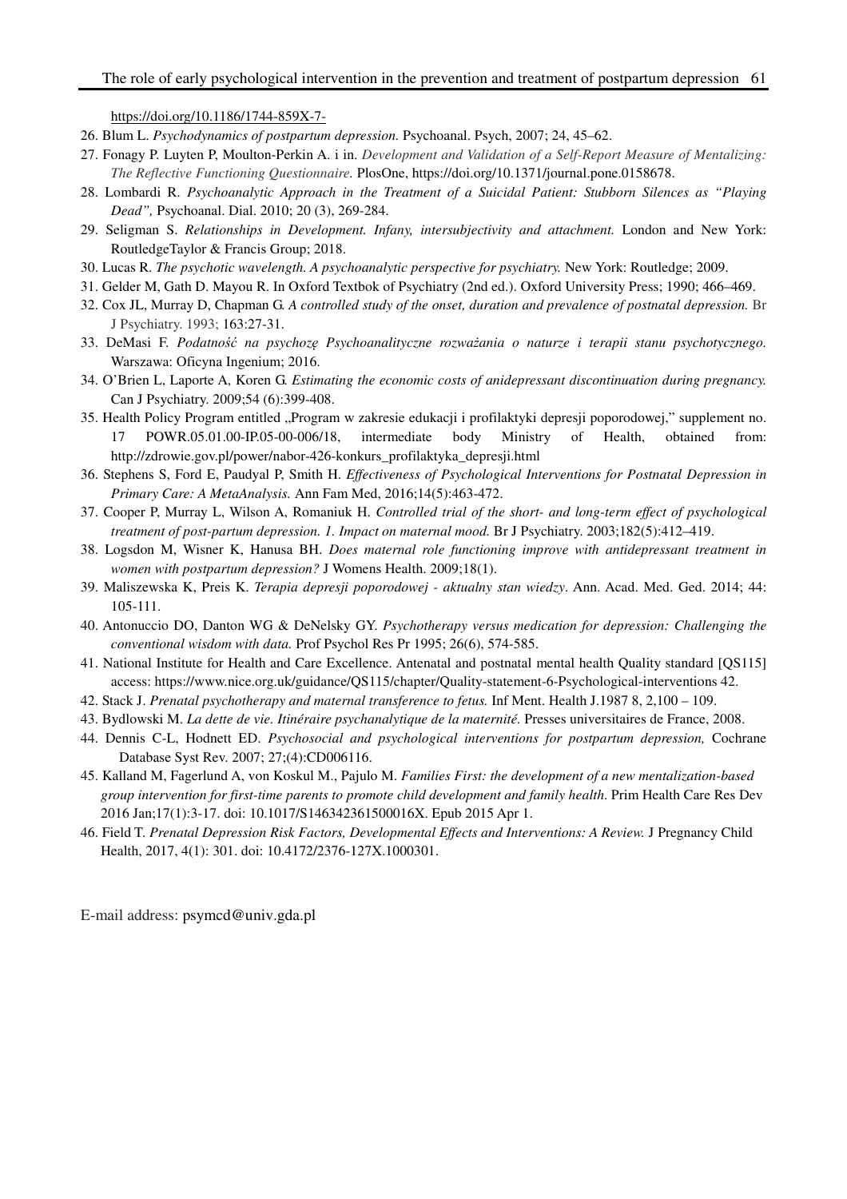https://doi.org/10.1186/1744-859X-7-

26. Blum L. *Psychodynamics of postpartum depression.* Psychoanal. Psych, 2007; 24, 45–62.
27. Fonagy P. Luyten P, Moulton-Perkin A. i in. *Development and Validation of a Self-Report Measure of Mentalizing: The Reflective Functioning Questionnaire.* PlosOne, https://doi.org/10.1371/journal.pone.0158678.
28. Lombardi R. *Psychoanalytic Approach in the Treatment of a Suicidal Patient: Stubborn Silences as "Playing Dead",* Psychoanal. Dial. 2010; 20 (3), 269-284.
29. Seligman S. *Relationships in Development. Infany, intersubjectivity and attachment.* London and New York: RoutledgeTaylor & Francis Group; 2018.
30. Lucas R. *The psychotic wavelength. A psychoanalytic perspective for psychiatry.* New York: Routledge; 2009.
31. Gelder M, Gath D. Mayou R. In Oxford Textbok of Psychiatry (2nd ed.). Oxford University Press; 1990; 466–469.
32. Cox JL, Murray D, Chapman G. *A controlled study of the onset, duration and prevalence of postnatal depression.* Br J Psychiatry. 1993; 163:27-31.
33. DeMasi F. *Podatność na psychozę Psychoanalityczne rozważania o naturze i terapii stanu psychotycznego.* Warszawa: Oficyna Ingenium; 2016.
34. O'Brien L, Laporte A, Koren G. *Estimating the economic costs of anidepressant discontinuation during pregnancy.* Can J Psychiatry. 2009;54 (6):399-408.
35. Health Policy Program entitled „Program w zakresie edukacji i profilaktyki depresji poporodowej," supplement no. 17 POWR.05.01.00-IP.05-00-006/18, intermediate body Ministry of Health, obtained from: http://zdrowie.gov.pl/power/nabor-426-konkurs_profilaktyka_depresji.html
36. Stephens S, Ford E, Paudyal P, Smith H. *Effectiveness of Psychological Interventions for Postnatal Depression in Primary Care: A MetaAnalysis.* Ann Fam Med, 2016;14(5):463-472.
37. Cooper P, Murray L, Wilson A, Romaniuk H. *Controlled trial of the short- and long-term effect of psychological treatment of post-partum depression. 1. Impact on maternal mood.* Br J Psychiatry. 2003;182(5):412–419.
38. Logsdon M, Wisner K, Hanusa BH. *Does maternal role functioning improve with antidepressant treatment in women with postpartum depression?* J Womens Health. 2009;18(1).
39. Maliszewska K, Preis K. *Terapia depresji poporodowej - aktualny stan wiedzy*. Ann. Acad. Med. Ged. 2014; 44: 105-111.
40. Antonuccio DO, Danton WG & DeNelsky GY. *Psychotherapy versus medication for depression: Challenging the conventional wisdom with data.* Prof Psychol Res Pr 1995; 26(6), 574-585.
41. National Institute for Health and Care Excellence. Antenatal and postnatal mental health Quality standard [QS115] access: https://www.nice.org.uk/guidance/QS115/chapter/Quality-statement-6-Psychological-interventions 42.
42. Stack J. *Prenatal psychotherapy and maternal transference to fetus.* Inf Ment. Health J.1987 8, 2,100 – 109.
43. Bydlowski M. *La dette de vie. Itinéraire psychanalytique de la maternité.* Presses universitaires de France, 2008.
44. Dennis C-L, Hodnett ED. *Psychosocial and psychological interventions for postpartum depression,* Cochrane Database Syst Rev. 2007; 27;(4):CD006116.
45. Kalland M, Fagerlund A, von Koskul M., Pajulo M. *Families First: the development of a new mentalization-based group intervention for first-time parents to promote child development and family health*. Prim Health Care Res Dev 2016 Jan;17(1):3-17. doi: 10.1017/S146342361500016X. Epub 2015 Apr 1.
46. Field T. *Prenatal Depression Risk Factors, Developmental Effects and Interventions: A Review.* J Pregnancy Child Health, 2017, 4(1): 301. doi: 10.4172/2376-127X.1000301.

E-mail address: psymcd@univ.gda.pl